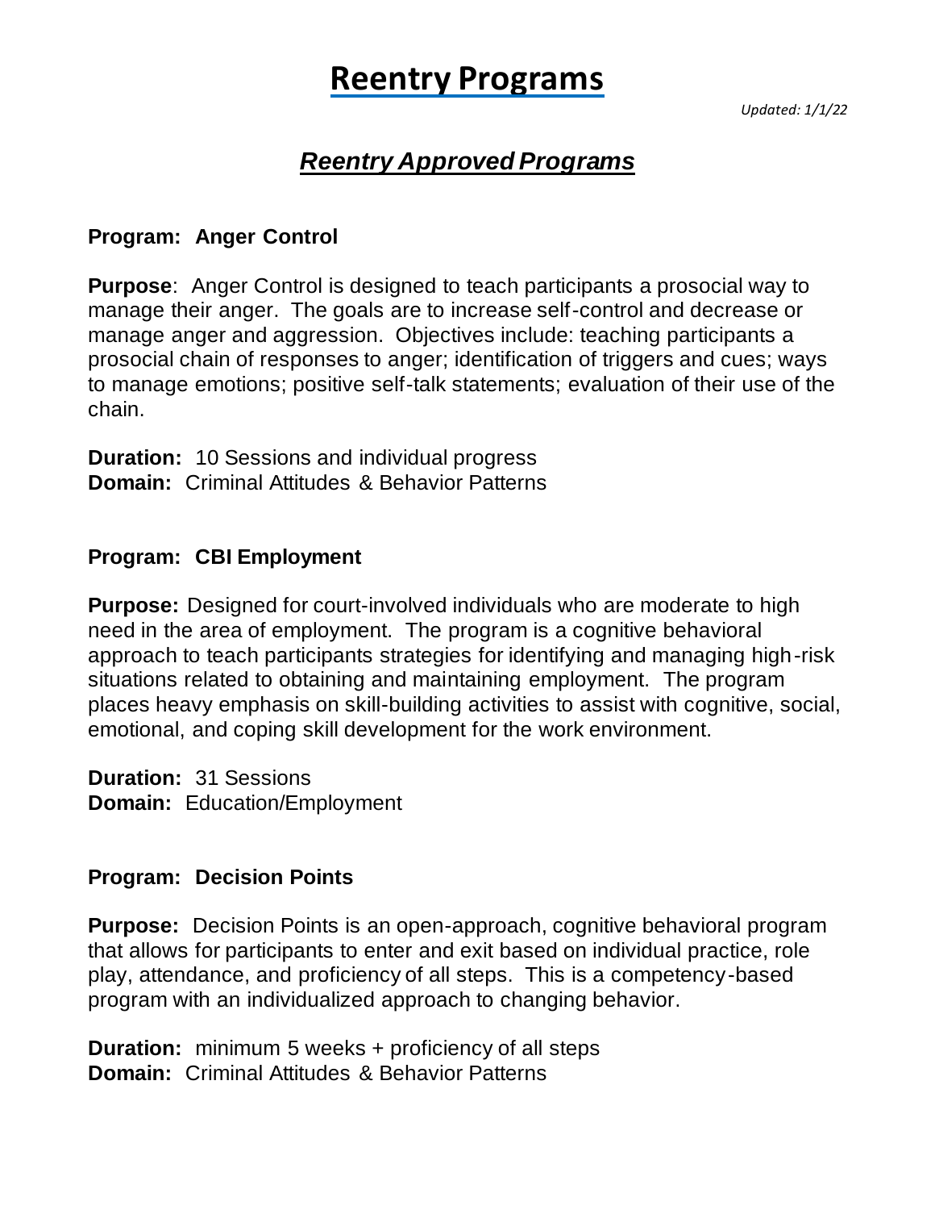# Reentry Programs

*Updated: 1/1/22*

## *Reentry Approved Programs*

**Program: Anger Control**

**Purpose**: Anger Control is designed to teach participants a prosocial way to manage their anger. The goals are to increase self-control and decrease or manage anger and aggression. Objectives include: teaching participants a prosocial chain of responses to anger; identification of triggers and cues; ways to manage emotions; positive self-talk statements; evaluation of their use of the chain.

**Duration:** 10 Sessions and individual progress
**Domain:** Criminal Attitudes & Behavior Patterns

**Program: CBI Employment**

**Purpose:** Designed for court-involved individuals who are moderate to high need in the area of employment. The program is a cognitive behavioral approach to teach participants strategies for identifying and managing high-risk situations related to obtaining and maintaining employment. The program places heavy emphasis on skill-building activities to assist with cognitive, social, emotional, and coping skill development for the work environment.

**Duration:** 31 Sessions
**Domain:** Education/Employment

**Program: Decision Points**

**Purpose:** Decision Points is an open-approach, cognitive behavioral program that allows for participants to enter and exit based on individual practice, role play, attendance, and proficiency of all steps. This is a competency-based program with an individualized approach to changing behavior.

**Duration:** minimum 5 weeks + proficiency of all steps
**Domain:** Criminal Attitudes & Behavior Patterns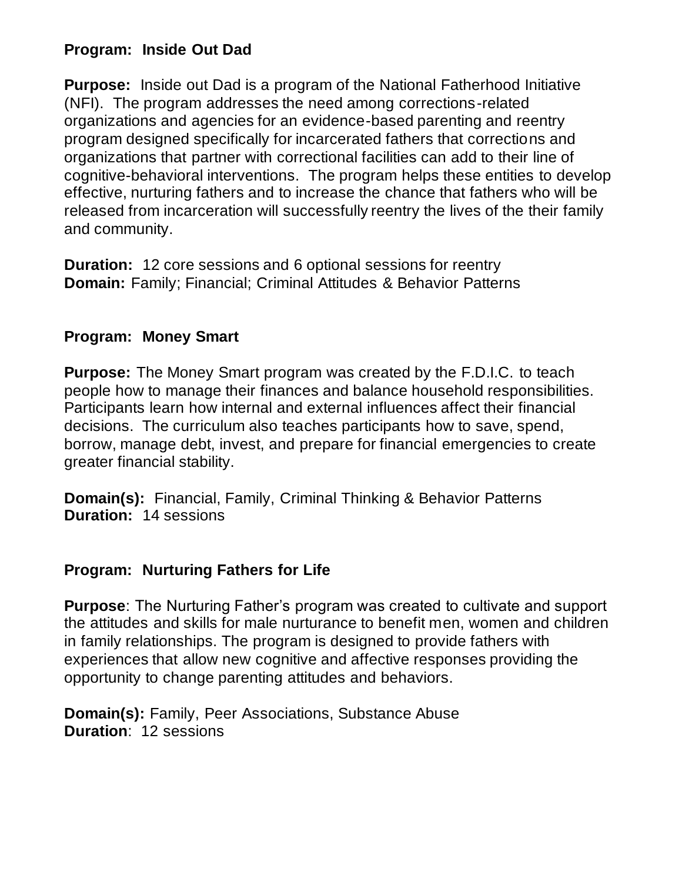**Program: Inside Out Dad**

**Purpose:** Inside out Dad is a program of the National Fatherhood Initiative (NFI). The program addresses the need among corrections-related organizations and agencies for an evidence-based parenting and reentry program designed specifically for incarcerated fathers that corrections and organizations that partner with correctional facilities can add to their line of cognitive-behavioral interventions. The program helps these entities to develop effective, nurturing fathers and to increase the chance that fathers who will be released from incarceration will successfully reentry the lives of the their family and community.

**Duration:** 12 core sessions and 6 optional sessions for reentry
**Domain:** Family; Financial; Criminal Attitudes & Behavior Patterns

**Program: Money Smart**

**Purpose:** The Money Smart program was created by the F.D.I.C. to teach people how to manage their finances and balance household responsibilities. Participants learn how internal and external influences affect their financial decisions. The curriculum also teaches participants how to save, spend, borrow, manage debt, invest, and prepare for financial emergencies to create greater financial stability.

**Domain(s):** Financial, Family, Criminal Thinking & Behavior Patterns
**Duration:** 14 sessions

**Program: Nurturing Fathers for Life**

**Purpose**: The Nurturing Father's program was created to cultivate and support the attitudes and skills for male nurturance to benefit men, women and children in family relationships. The program is designed to provide fathers with experiences that allow new cognitive and affective responses providing the opportunity to change parenting attitudes and behaviors.

**Domain(s):** Family, Peer Associations, Substance Abuse
**Duration**: 12 sessions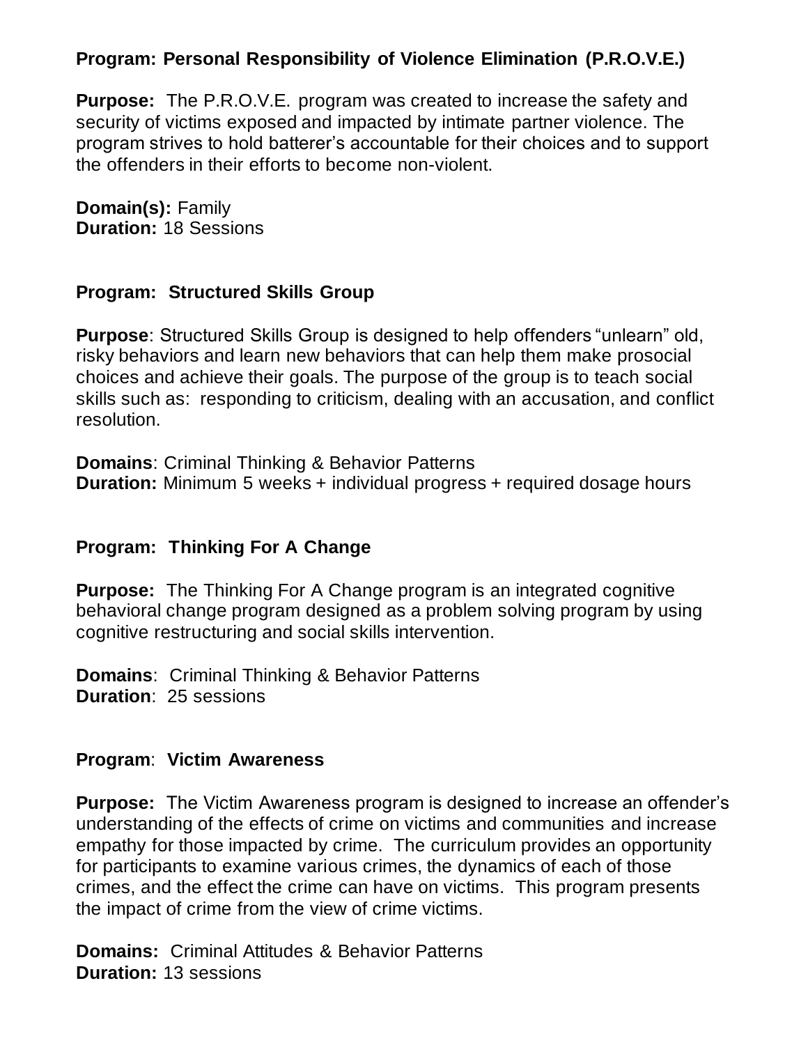**Program: Personal Responsibility of Violence Elimination (P.R.O.V.E.)**

**Purpose:** The P.R.O.V.E. program was created to increase the safety and security of victims exposed and impacted by intimate partner violence. The program strives to hold batterer's accountable for their choices and to support the offenders in their efforts to become non-violent.

**Domain(s):** Family
**Duration:** 18 Sessions

**Program: Structured Skills Group**

**Purpose**: Structured Skills Group is designed to help offenders "unlearn" old, risky behaviors and learn new behaviors that can help them make prosocial choices and achieve their goals. The purpose of the group is to teach social skills such as: responding to criticism, dealing with an accusation, and conflict resolution.

**Domains**: Criminal Thinking & Behavior Patterns
**Duration:** Minimum 5 weeks + individual progress + required dosage hours

**Program: Thinking For A Change**

**Purpose:** The Thinking For A Change program is an integrated cognitive behavioral change program designed as a problem solving program by using cognitive restructuring and social skills intervention.

**Domains**: Criminal Thinking & Behavior Patterns
**Duration**: 25 sessions

**Program**: **Victim Awareness**

**Purpose:** The Victim Awareness program is designed to increase an offender's understanding of the effects of crime on victims and communities and increase empathy for those impacted by crime. The curriculum provides an opportunity for participants to examine various crimes, the dynamics of each of those crimes, and the effect the crime can have on victims. This program presents the impact of crime from the view of crime victims.

**Domains:** Criminal Attitudes & Behavior Patterns
**Duration:** 13 sessions